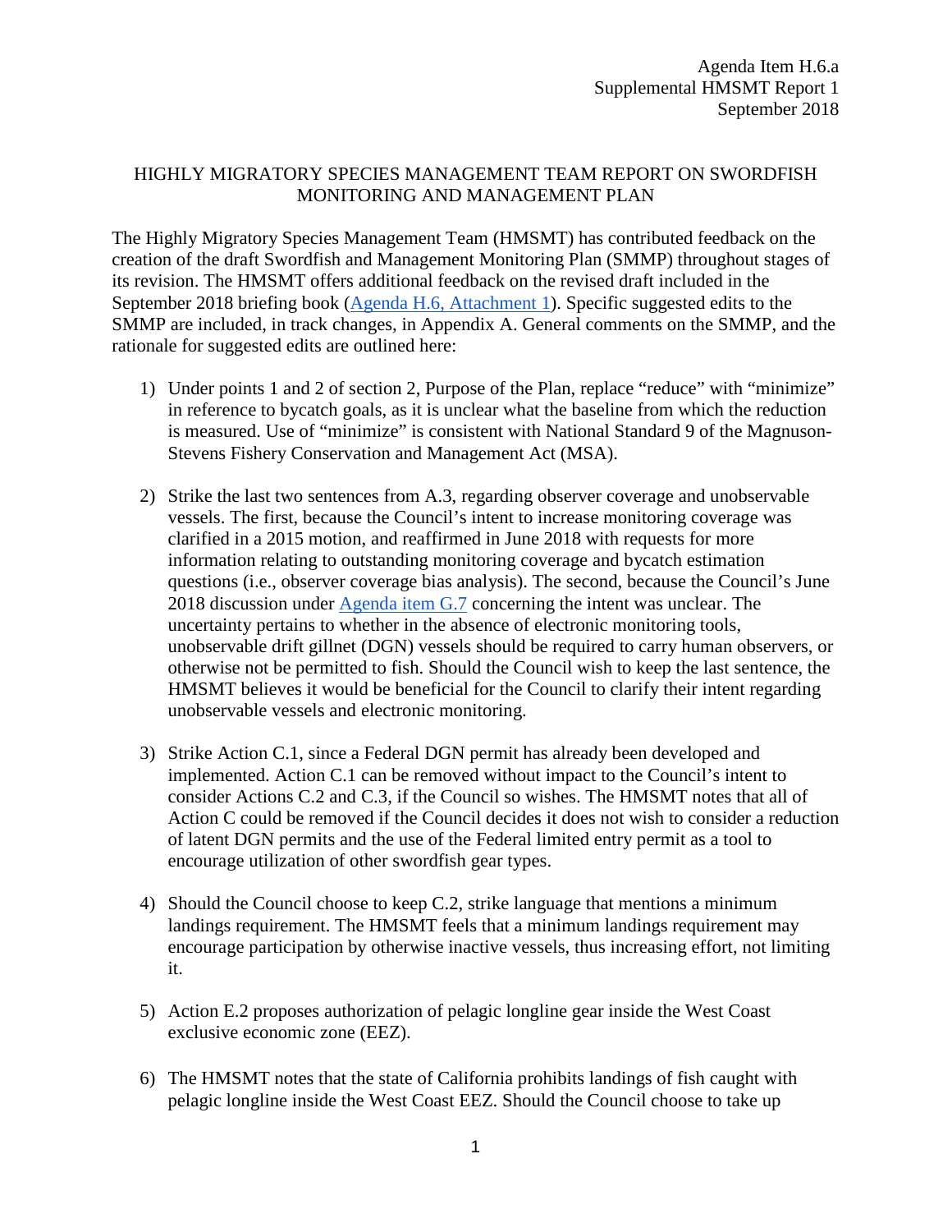Agenda Item H.6.a
Supplemental HMSMT Report 1
September 2018

# HIGHLY MIGRATORY SPECIES MANAGEMENT TEAM REPORT ON SWORDFISH MONITORING AND MANAGEMENT PLAN

The Highly Migratory Species Management Team (HMSMT) has contributed feedback on the creation of the draft Swordfish and Management Monitoring Plan (SMMP) throughout stages of its revision. The HMSMT offers additional feedback on the revised draft included in the September 2018 briefing book (Agenda H.6, Attachment 1). Specific suggested edits to the SMMP are included, in track changes, in Appendix A. General comments on the SMMP, and the rationale for suggested edits are outlined here:

1) Under points 1 and 2 of section 2, Purpose of the Plan, replace "reduce" with "minimize" in reference to bycatch goals, as it is unclear what the baseline from which the reduction is measured. Use of "minimize" is consistent with National Standard 9 of the Magnuson-Stevens Fishery Conservation and Management Act (MSA).

2) Strike the last two sentences from A.3, regarding observer coverage and unobservable vessels. The first, because the Council's intent to increase monitoring coverage was clarified in a 2015 motion, and reaffirmed in June 2018 with requests for more information relating to outstanding monitoring coverage and bycatch estimation questions (i.e., observer coverage bias analysis). The second, because the Council's June 2018 discussion under Agenda item G.7 concerning the intent was unclear. The uncertainty pertains to whether in the absence of electronic monitoring tools, unobservable drift gillnet (DGN) vessels should be required to carry human observers, or otherwise not be permitted to fish. Should the Council wish to keep the last sentence, the HMSMT believes it would be beneficial for the Council to clarify their intent regarding unobservable vessels and electronic monitoring.

3) Strike Action C.1, since a Federal DGN permit has already been developed and implemented. Action C.1 can be removed without impact to the Council's intent to consider Actions C.2 and C.3, if the Council so wishes. The HMSMT notes that all of Action C could be removed if the Council decides it does not wish to consider a reduction of latent DGN permits and the use of the Federal limited entry permit as a tool to encourage utilization of other swordfish gear types.

4) Should the Council choose to keep C.2, strike language that mentions a minimum landings requirement. The HMSMT feels that a minimum landings requirement may encourage participation by otherwise inactive vessels, thus increasing effort, not limiting it.

5) Action E.2 proposes authorization of pelagic longline gear inside the West Coast exclusive economic zone (EEZ).

6) The HMSMT notes that the state of California prohibits landings of fish caught with pelagic longline inside the West Coast EEZ. Should the Council choose to take up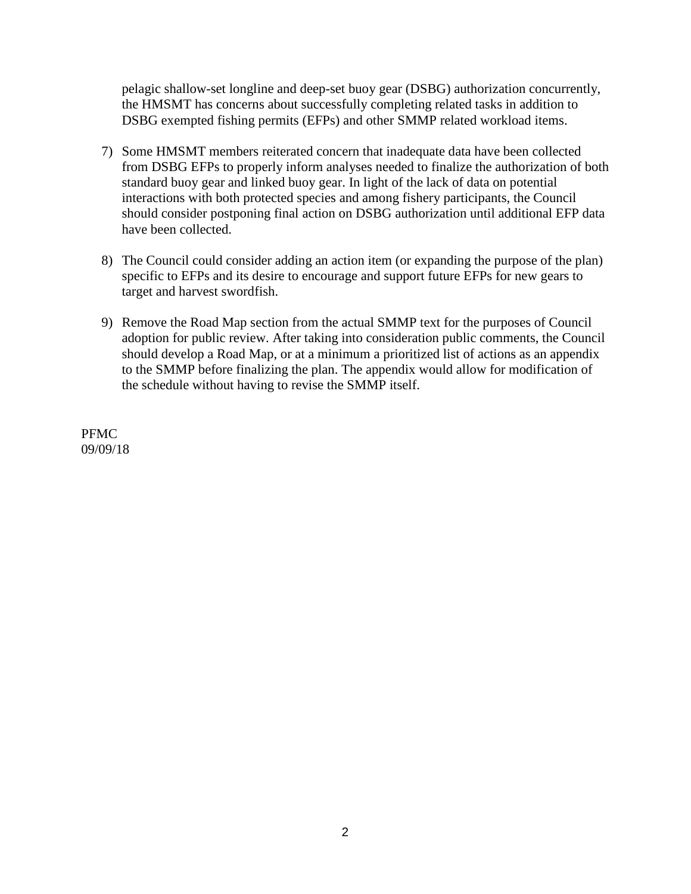pelagic shallow-set longline and deep-set buoy gear (DSBG) authorization concurrently, the HMSMT has concerns about successfully completing related tasks in addition to DSBG exempted fishing permits (EFPs) and other SMMP related workload items.

7) Some HMSMT members reiterated concern that inadequate data have been collected from DSBG EFPs to properly inform analyses needed to finalize the authorization of both standard buoy gear and linked buoy gear. In light of the lack of data on potential interactions with both protected species and among fishery participants, the Council should consider postponing final action on DSBG authorization until additional EFP data have been collected.

8) The Council could consider adding an action item (or expanding the purpose of the plan) specific to EFPs and its desire to encourage and support future EFPs for new gears to target and harvest swordfish.

9) Remove the Road Map section from the actual SMMP text for the purposes of Council adoption for public review. After taking into consideration public comments, the Council should develop a Road Map, or at a minimum a prioritized list of actions as an appendix to the SMMP before finalizing the plan. The appendix would allow for modification of the schedule without having to revise the SMMP itself.

PFMC
09/09/18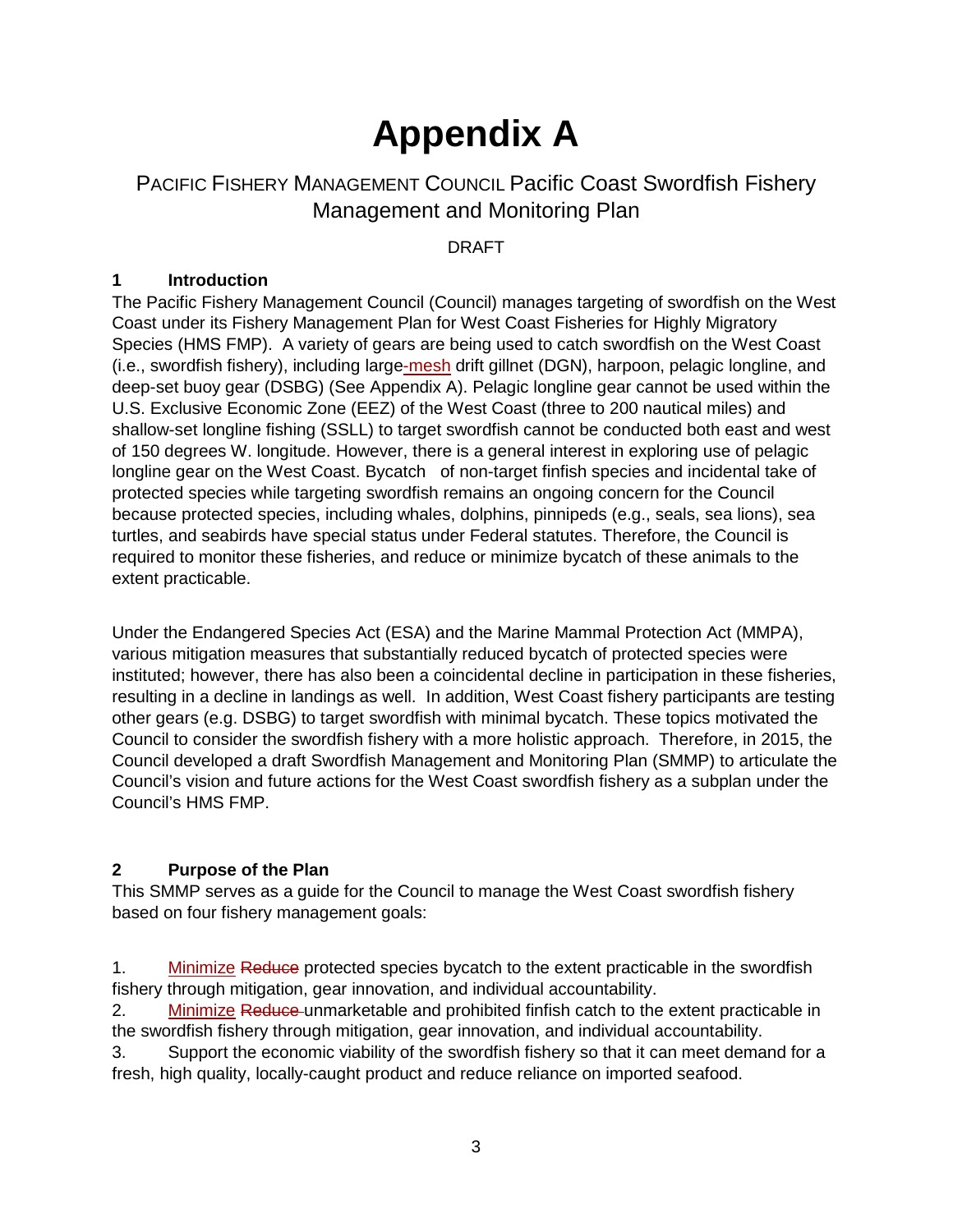# Appendix A

## PACIFIC FISHERY MANAGEMENT COUNCIL Pacific Coast Swordfish Fishery Management and Monitoring Plan

DRAFT

### 1 Introduction

The Pacific Fishery Management Council (Council) manages targeting of swordfish on the West Coast under its Fishery Management Plan for West Coast Fisheries for Highly Migratory Species (HMS FMP). A variety of gears are being used to catch swordfish on the West Coast (i.e., swordfish fishery), including large-mesh drift gillnet (DGN), harpoon, pelagic longline, and deep-set buoy gear (DSBG) (See Appendix A). Pelagic longline gear cannot be used within the U.S. Exclusive Economic Zone (EEZ) of the West Coast (three to 200 nautical miles) and shallow-set longline fishing (SSLL) to target swordfish cannot be conducted both east and west of 150 degrees W. longitude. However, there is a general interest in exploring use of pelagic longline gear on the West Coast. Bycatch of non-target finfish species and incidental take of protected species while targeting swordfish remains an ongoing concern for the Council because protected species, including whales, dolphins, pinnipeds (e.g., seals, sea lions), sea turtles, and seabirds have special status under Federal statutes. Therefore, the Council is required to monitor these fisheries, and reduce or minimize bycatch of these animals to the extent practicable.

Under the Endangered Species Act (ESA) and the Marine Mammal Protection Act (MMPA), various mitigation measures that substantially reduced bycatch of protected species were instituted; however, there has also been a coincidental decline in participation in these fisheries, resulting in a decline in landings as well. In addition, West Coast fishery participants are testing other gears (e.g. DSBG) to target swordfish with minimal bycatch. These topics motivated the Council to consider the swordfish fishery with a more holistic approach. Therefore, in 2015, the Council developed a draft Swordfish Management and Monitoring Plan (SMMP) to articulate the Council's vision and future actions for the West Coast swordfish fishery as a subplan under the Council's HMS FMP.

### 2 Purpose of the Plan

This SMMP serves as a guide for the Council to manage the West Coast swordfish fishery based on four fishery management goals:

1. Minimize ~~Reduce~~ protected species bycatch to the extent practicable in the swordfish fishery through mitigation, gear innovation, and individual accountability.
2. Minimize ~~Reduce~~ unmarketable and prohibited finfish catch to the extent practicable in the swordfish fishery through mitigation, gear innovation, and individual accountability.
3. Support the economic viability of the swordfish fishery so that it can meet demand for a fresh, high quality, locally-caught product and reduce reliance on imported seafood.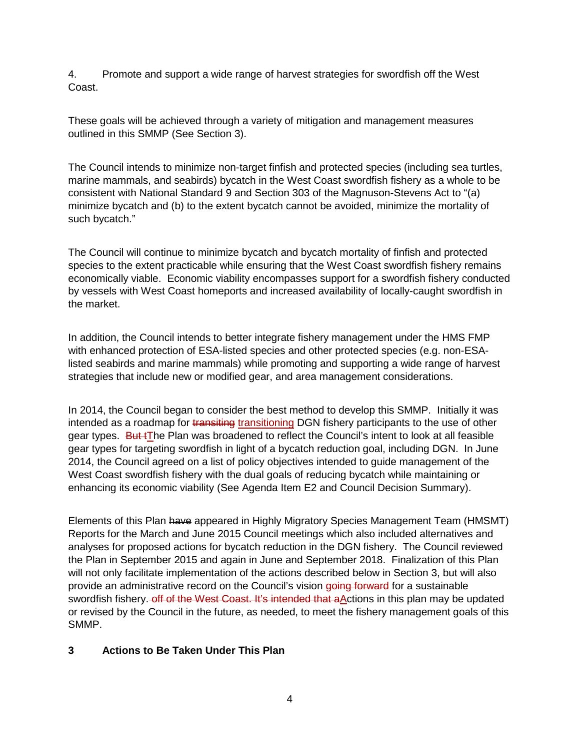4. Promote and support a wide range of harvest strategies for swordfish off the West Coast.

These goals will be achieved through a variety of mitigation and management measures outlined in this SMMP (See Section 3).

The Council intends to minimize non-target finfish and protected species (including sea turtles, marine mammals, and seabirds) bycatch in the West Coast swordfish fishery as a whole to be consistent with National Standard 9 and Section 303 of the Magnuson-Stevens Act to "(a) minimize bycatch and (b) to the extent bycatch cannot be avoided, minimize the mortality of such bycatch."

The Council will continue to minimize bycatch and bycatch mortality of finfish and protected species to the extent practicable while ensuring that the West Coast swordfish fishery remains economically viable. Economic viability encompasses support for a swordfish fishery conducted by vessels with West Coast homeports and increased availability of locally-caught swordfish in the market.

In addition, the Council intends to better integrate fishery management under the HMS FMP with enhanced protection of ESA-listed species and other protected species (e.g. non-ESA-listed seabirds and marine mammals) while promoting and supporting a wide range of harvest strategies that include new or modified gear, and area management considerations.

In 2014, the Council began to consider the best method to develop this SMMP. Initially it was intended as a roadmap for ~~transiting~~ transitioning DGN fishery participants to the use of other gear types. ~~But t~~The Plan was broadened to reflect the Council's intent to look at all feasible gear types for targeting swordfish in light of a bycatch reduction goal, including DGN. In June 2014, the Council agreed on a list of policy objectives intended to guide management of the West Coast swordfish fishery with the dual goals of reducing bycatch while maintaining or enhancing its economic viability (See Agenda Item E2 and Council Decision Summary).

Elements of this Plan ~~have~~ appeared in Highly Migratory Species Management Team (HMSMT) Reports for the March and June 2015 Council meetings which also included alternatives and analyses for proposed actions for bycatch reduction in the DGN fishery. The Council reviewed the Plan in September 2015 and again in June and September 2018. Finalization of this Plan will not only facilitate implementation of the actions described below in Section 3, but will also provide an administrative record on the Council's vision ~~going forward~~ for a sustainable swordfish fishery.~~ off of the West Coast. It's intended that a~~Actions in this plan may be updated or revised by the Council in the future, as needed, to meet the fishery management goals of this SMMP.

## 3 Actions to Be Taken Under This Plan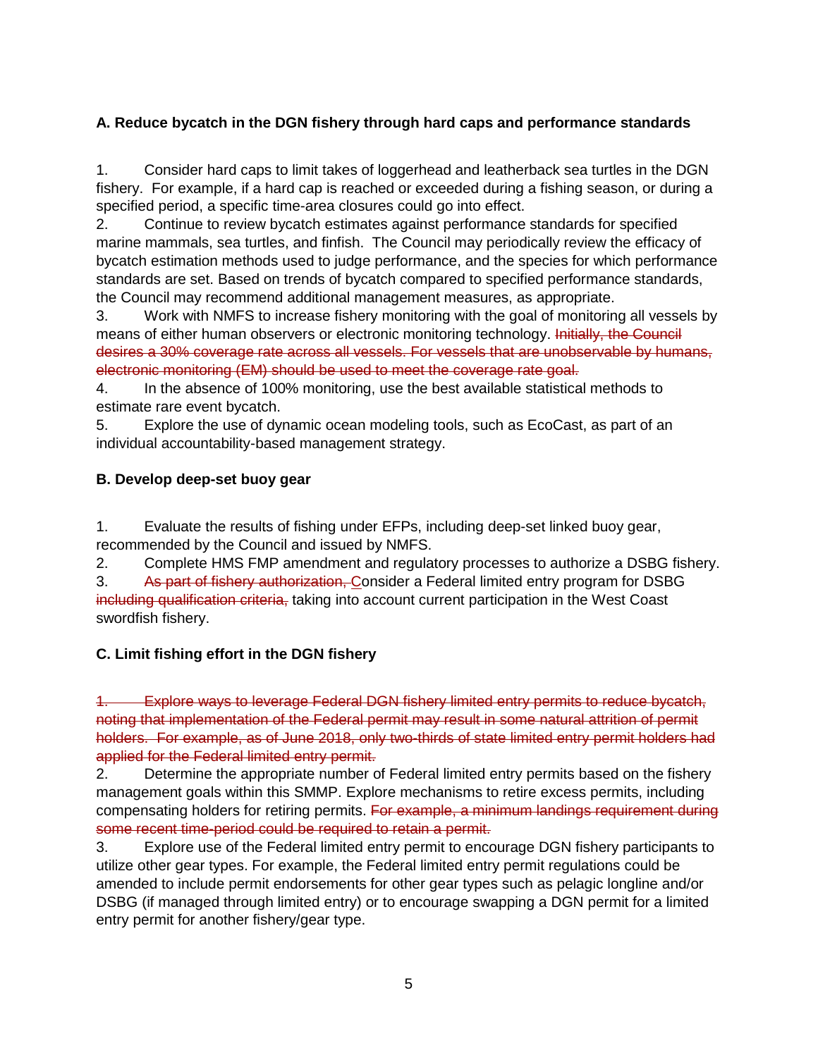**A. Reduce bycatch in the DGN fishery through hard caps and performance standards**

1. Consider hard caps to limit takes of loggerhead and leatherback sea turtles in the DGN fishery. For example, if a hard cap is reached or exceeded during a fishing season, or during a specified period, a specific time-area closures could go into effect.
2. Continue to review bycatch estimates against performance standards for specified marine mammals, sea turtles, and finfish. The Council may periodically review the efficacy of bycatch estimation methods used to judge performance, and the species for which performance standards are set. Based on trends of bycatch compared to specified performance standards, the Council may recommend additional management measures, as appropriate.
3. Work with NMFS to increase fishery monitoring with the goal of monitoring all vessels by means of either human observers or electronic monitoring technology. ~~Initially, the Council desires a 30% coverage rate across all vessels. For vessels that are unobservable by humans, electronic monitoring (EM) should be used to meet the coverage rate goal.~~
4. In the absence of 100% monitoring, use the best available statistical methods to estimate rare event bycatch.
5. Explore the use of dynamic ocean modeling tools, such as EcoCast, as part of an individual accountability-based management strategy.

**B. Develop deep-set buoy gear**

1. Evaluate the results of fishing under EFPs, including deep-set linked buoy gear, recommended by the Council and issued by NMFS.
2. Complete HMS FMP amendment and regulatory processes to authorize a DSBG fishery.
3. ~~As part of fishery authorization,~~ Consider a Federal limited entry program for DSBG ~~including qualification criteria,~~ taking into account current participation in the West Coast swordfish fishery.

**C. Limit fishing effort in the DGN fishery**

~~1. Explore ways to leverage Federal DGN fishery limited entry permits to reduce bycatch, noting that implementation of the Federal permit may result in some natural attrition of permit holders. For example, as of June 2018, only two-thirds of state limited entry permit holders had applied for the Federal limited entry permit.~~

2. Determine the appropriate number of Federal limited entry permits based on the fishery management goals within this SMMP. Explore mechanisms to retire excess permits, including compensating holders for retiring permits. ~~For example, a minimum landings requirement during some recent time-period could be required to retain a permit.~~
3. Explore use of the Federal limited entry permit to encourage DGN fishery participants to utilize other gear types. For example, the Federal limited entry permit regulations could be amended to include permit endorsements for other gear types such as pelagic longline and/or DSBG (if managed through limited entry) or to encourage swapping a DGN permit for a limited entry permit for another fishery/gear type.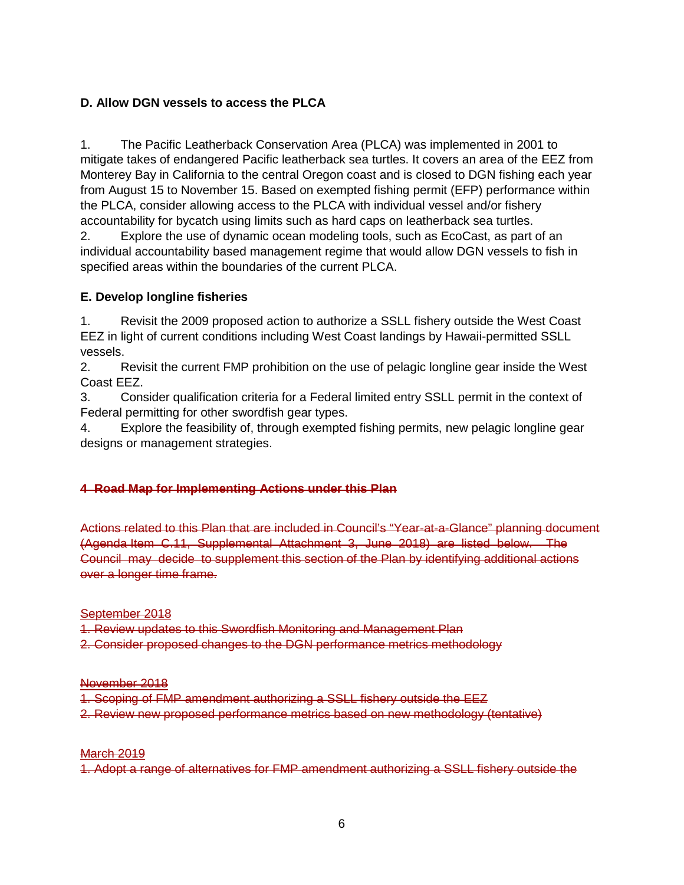### D. Allow DGN vessels to access the PLCA

1. The Pacific Leatherback Conservation Area (PLCA) was implemented in 2001 to mitigate takes of endangered Pacific leatherback sea turtles. It covers an area of the EEZ from Monterey Bay in California to the central Oregon coast and is closed to DGN fishing each year from August 15 to November 15. Based on exempted fishing permit (EFP) performance within the PLCA, consider allowing access to the PLCA with individual vessel and/or fishery accountability for bycatch using limits such as hard caps on leatherback sea turtles.
2. Explore the use of dynamic ocean modeling tools, such as EcoCast, as part of an individual accountability based management regime that would allow DGN vessels to fish in specified areas within the boundaries of the current PLCA.

### E. Develop longline fisheries

1. Revisit the 2009 proposed action to authorize a SSLL fishery outside the West Coast EEZ in light of current conditions including West Coast landings by Hawaii-permitted SSLL vessels.
2. Revisit the current FMP prohibition on the use of pelagic longline gear inside the West Coast EEZ.
3. Consider qualification criteria for a Federal limited entry SSLL permit in the context of Federal permitting for other swordfish gear types.
4. Explore the feasibility of, through exempted fishing permits, new pelagic longline gear designs or management strategies.

## ~~4 Road Map for Implementing Actions under this Plan~~

~~Actions related to this Plan that are included in Council's "Year-at-a-Glance" planning document (Agenda Item C.11, Supplemental Attachment 3, June 2018) are listed below. The Council may decide to supplement this section of the Plan by identifying additional actions over a longer time frame.~~

~~September 2018~~

~~1. Review updates to this Swordfish Monitoring and Management Plan~~
~~2. Consider proposed changes to the DGN performance metrics methodology~~

~~November 2018~~

~~1. Scoping of FMP amendment authorizing a SSLL fishery outside the EEZ~~
~~2. Review new proposed performance metrics based on new methodology (tentative)~~

~~March 2019~~

~~1. Adopt a range of alternatives for FMP amendment authorizing a SSLL fishery outside the~~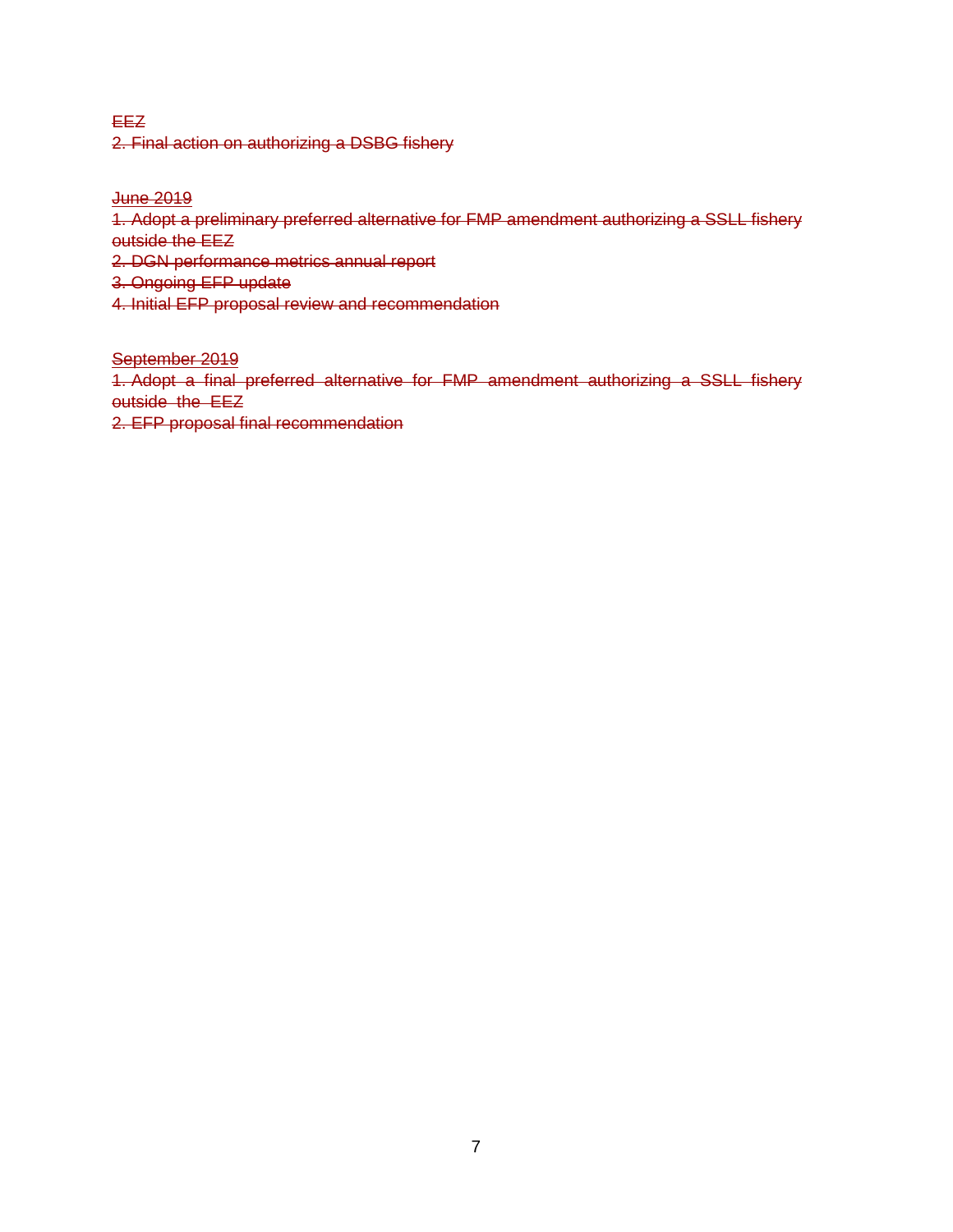~~EEZ~~
~~2. Final action on authorizing a DSBG fishery~~

~~June 2019~~
~~1. Adopt a preliminary preferred alternative for FMP amendment authorizing a SSLL fishery outside the EEZ~~
~~2. DGN performance metrics annual report~~
~~3. Ongoing EFP update~~
~~4. Initial EFP proposal review and recommendation~~

~~September 2019~~
~~1. Adopt a final preferred alternative for FMP amendment authorizing a SSLL fishery outside the EEZ~~
~~2. EFP proposal final recommendation~~